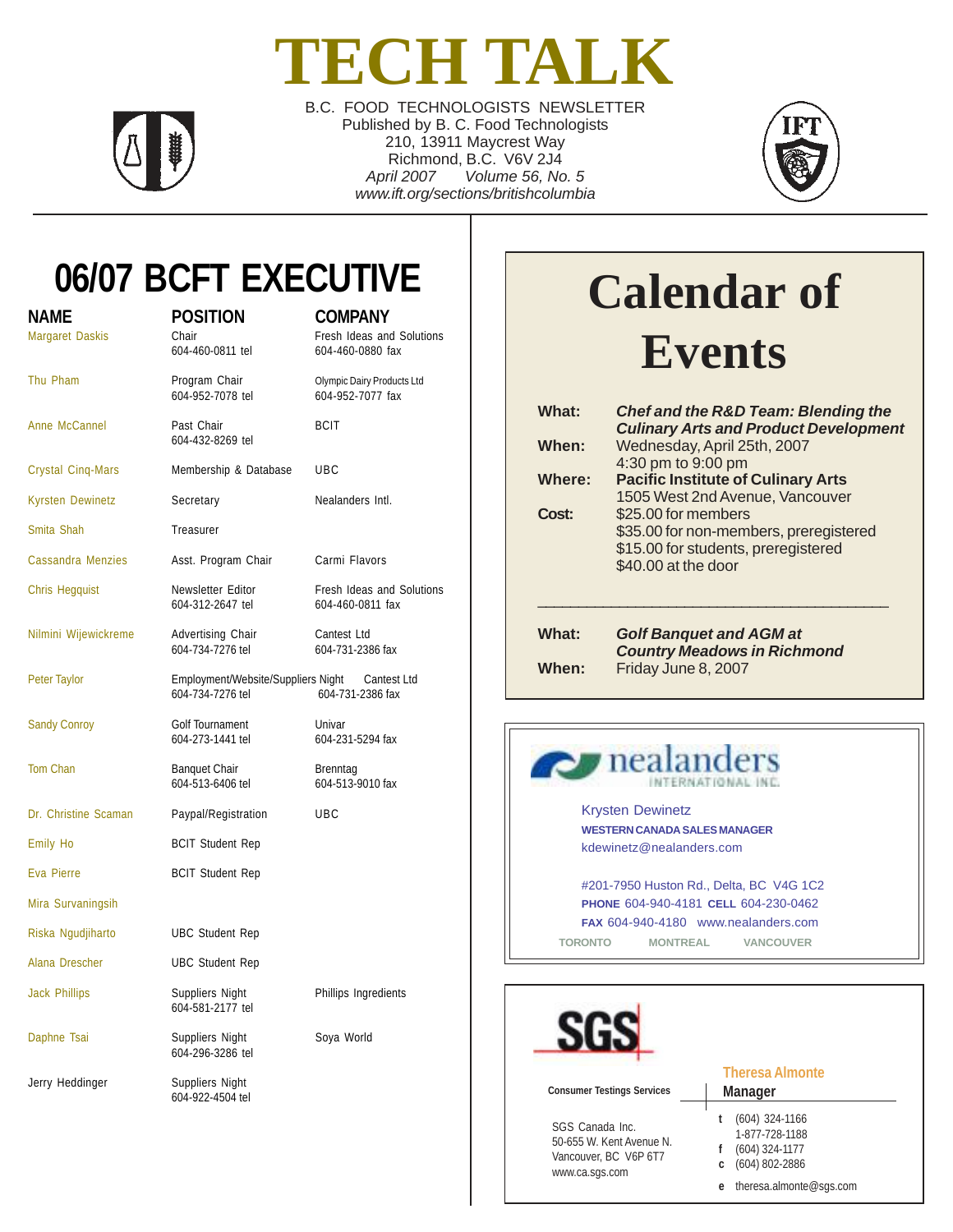# TECH TALK

B.C. FOOD TECHNOLOGISTS NEWSLETTER
Published by B. C. Food Technologists
210, 13911 Maycrest Way
Richmond, B.C. V6V 2J4
*April 2007 Volume 56, No. 5*
*www.ift.org/sections/britishcolumbia*

## 06/07 BCFT EXECUTIVE

| NAME | POSITION | COMPANY |
|---|---|---|
| Margaret Daskis | Chair<br>604-460-0811 tel | Fresh Ideas and Solutions<br>604-460-0880 fax |
| Thu Pham | Program Chair<br>604-952-7078 tel | Olympic Dairy Products Ltd<br>604-952-7077 fax |
| Anne McCannel | Past Chair<br>604-432-8269 tel | BCIT |
| Crystal Cinq-Mars | Membership & Database | UBC |
| Kyrsten Dewinetz | Secretary | Nealanders Intl. |
| Smita Shah | Treasurer | |
| Cassandra Menzies | Asst. Program Chair | Carmi Flavors |
| Chris Hegquist | Newsletter Editor<br>604-312-2647 tel | Fresh Ideas and Solutions<br>604-460-0811 fax |
| Nilmini Wijewickreme | Advertising Chair<br>604-734-7276 tel | Cantest Ltd<br>604-731-2386 fax |
| Peter Taylor | Employment/Website/Suppliers Night<br>604-734-7276 tel | Cantest Ltd<br>604-731-2386 fax |
| Sandy Conroy | Golf Tournament<br>604-273-1441 tel | Univar<br>604-231-5294 fax |
| Tom Chan | Banquet Chair<br>604-513-6406 tel | Brenntag<br>604-513-9010 fax |
| Dr. Christine Scaman | Paypal/Registration | UBC |
| Emily Ho | BCIT Student Rep | |
| Eva Pierre | BCIT Student Rep | |
| Mira Survaningsih | | |
| Riska Ngudjiharto | UBC Student Rep | |
| Alana Drescher | UBC Student Rep | |
| Jack Phillips | Suppliers Night<br>604-581-2177 tel | Phillips Ingredients |
| Daphne Tsai | Suppliers Night<br>604-296-3286 tel | Soya World |
| Jerry Heddinger | Suppliers Night<br>604-922-4504 tel | |

## Calendar of Events

**What:** ***Chef and the R&D Team: Blending the Culinary Arts and Product Development***
**When:** Wednesday, April 25th, 2007
4:30 pm to 9:00 pm
**Where:** **Pacific Institute of Culinary Arts**
1505 West 2nd Avenue, Vancouver
**Cost:** $25.00 for members
$35.00 for non-members, preregistered
$15.00 for students, preregistered
$40.00 at the door

---

**What:** ***Golf Banquet and AGM at Country Meadows in Richmond***
**When:** Friday June 8, 2007

---

nealanders INTERNATIONAL INC.

Krysten Dewinetz
**WESTERN CANADA SALES MANAGER**
kdewinetz@nealanders.com

#201-7950 Huston Rd., Delta, BC V4G 1C2
**PHONE** 604-940-4181 **CELL** 604-230-0462
**FAX** 604-940-4180 www.nealanders.com
TORONTO MONTREAL VANCOUVER

---

SGS

**Consumer Testings Services**

SGS Canada Inc.
50-655 W. Kent Avenue N.
Vancouver, BC V6P 6T7
www.ca.sgs.com

**Theresa Almonte**
**Manager**

t (604) 324-1166
1-877-728-1188
f (604) 324-1177
c (604) 802-2886
e theresa.almonte@sgs.com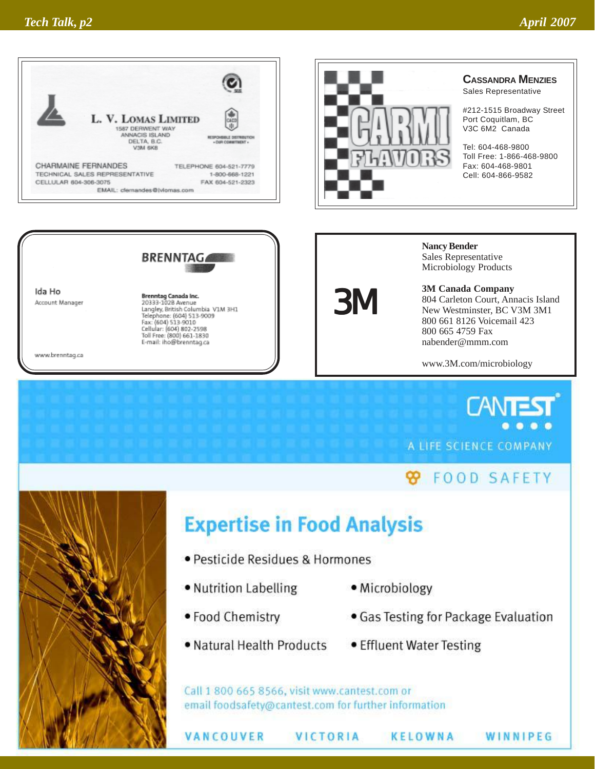**L. V. Lomas Limited**
1587 Derwent Way
Annacis Island
Delta, B.C.
V3M 6K8

Responsible Distribution
• Our Commitment •

Charmaine Fernandes
Technical Sales Representative
Cellular 604-306-3075
Telephone 604-521-7779
1-800-668-1221
Fax 604-521-2323
Email: cfernandes@lvlomas.com

---

**CARMI FLAVORS**

**Cassandra Menzies**
Sales Representative

#212-1515 Broadway Street
Port Coquitlam, BC
V3C 6M2 Canada

Tel: 604-468-9800
Toll Free: 1-866-468-9800
Fax: 604-468-9801
Cell: 604-866-9582

---

**BRENNTAG**

Ida Ho
Account Manager

**Brenntag Canada Inc.**
20333-102B Avenue
Langley, British Columbia V1M 3H1
Telephone: (604) 513-9009
Fax: (604) 513-9010
Cellular: (604) 802-2598
Toll Free: (800) 661-1830
E-mail: iho@brenntag.ca

www.brenntag.ca

---

**3M**

**Nancy Bender**
Sales Representative
Microbiology Products

**3M Canada Company**
804 Carleton Court, Annacis Island
New Westminster, BC V3M 3M1
800 661 8126 Voicemail 423
800 665 4759 Fax
nabender@mmm.com

www.3M.com/microbiology

---

**CANTEST**
A LIFE SCIENCE COMPANY

FOOD SAFETY

## Expertise in Food Analysis

- Pesticide Residues & Hormones
- Nutrition Labelling
- Microbiology
- Food Chemistry
- Gas Testing for Package Evaluation
- Natural Health Products
- Effluent Water Testing

Call 1 800 665 8566, visit www.cantest.com or email foodsafety@cantest.com for further information

VANCOUVER VICTORIA KELOWNA WINNIPEG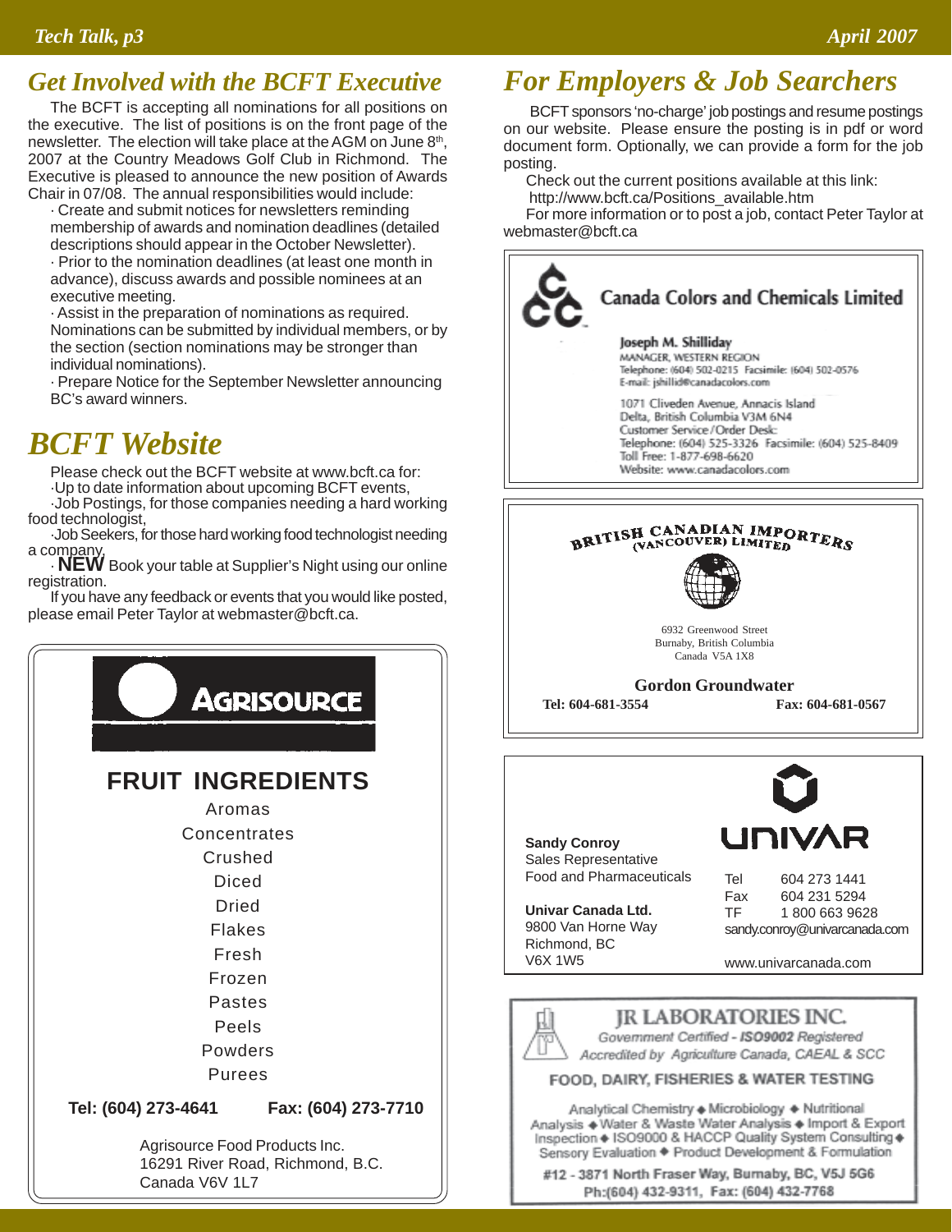## Get Involved with the BCFT Executive

The BCFT is accepting all nominations for all positions on the executive. The list of positions is on the front page of the newsletter. The election will take place at the AGM on June 8th, 2007 at the Country Meadows Golf Club in Richmond. The Executive is pleased to announce the new position of Awards Chair in 07/08. The annual responsibilities would include:

- Create and submit notices for newsletters reminding membership of awards and nomination deadlines (detailed descriptions should appear in the October Newsletter).
- Prior to the nomination deadlines (at least one month in advance), discuss awards and possible nominees at an executive meeting.
- Assist in the preparation of nominations as required. Nominations can be submitted by individual members, or by the section (section nominations may be stronger than individual nominations).
- Prepare Notice for the September Newsletter announcing BC's award winners.

## BCFT Website

Please check out the BCFT website at www.bcft.ca for:

- Up to date information about upcoming BCFT events,
- Job Postings, for those companies needing a hard working food technologist,
- Job Seekers, for those hard working food technologist needing a company,
- **NEW** Book your table at Supplier's Night using our online registration.

If you have any feedback or events that you would like posted, please email Peter Taylor at webmaster@bcft.ca.

**AGRISOURCE**

**FRUIT INGREDIENTS**

Aromas
Concentrates
Crushed
Diced
Dried
Flakes
Fresh
Frozen
Pastes
Peels
Powders
Purees

**Tel: (604) 273-4641** **Fax: (604) 273-7710**

Agrisource Food Products Inc.
16291 River Road, Richmond, B.C.
Canada V6V 1L7

## For Employers & Job Searchers

BCFT sponsors 'no-charge' job postings and resume postings on our website. Please ensure the posting is in pdf or word document form. Optionally, we can provide a form for the job posting.

Check out the current positions available at this link:
http://www.bcft.ca/Positions_available.htm

For more information or to post a job, contact Peter Taylor at webmaster@bcft.ca

**Canada Colors and Chemicals Limited**

**Joseph M. Shilliday**
MANAGER, WESTERN REGION
Telephone: (604) 502-0215 Facsimile: (604) 502-0576
E-mail: jshillid@canadacolors.com

1071 Cliveden Avenue, Annacis Island
Delta, British Columbia V3M 6N4
Customer Service/Order Desk:
Telephone: (604) 525-3326 Facsimile: (604) 525-8409
Toll Free: 1-877-698-6620
Website: www.canadacolors.com

**BRITISH CANADIAN IMPORTERS (VANCOUVER) LIMITED**

6932 Greenwood Street
Burnaby, British Columbia
Canada V5A 1X8

**Gordon Groundwater**
**Tel: 604-681-3554** **Fax: 604-681-0567**

**UNIVAR**

**Sandy Conroy**
Sales Representative
Food and Pharmaceuticals

**Univar Canada Ltd.**
9800 Van Horne Way
Richmond, BC
V6X 1W5

Tel 604 273 1441
Fax 604 231 5294
TF 1 800 663 9628
sandy.conroy@univarcanada.com

www.univarcanada.com

**JR LABORATORIES INC.**
*Government Certified - **ISO9002** Registered*
*Accredited by Agriculture Canada, CAEAL & SCC*

**FOOD, DAIRY, FISHERIES & WATER TESTING**

Analytical Chemistry ◆ Microbiology ◆ Nutritional Analysis ◆ Water & Waste Water Analysis ◆ Import & Export Inspection ◆ ISO9000 & HACCP Quality System Consulting ◆ Sensory Evaluation ◆ Product Development & Formulation

**#12 - 3871 North Fraser Way, Burnaby, BC, V5J 5G6**
**Ph:(604) 432-9311, Fax: (604) 432-7768**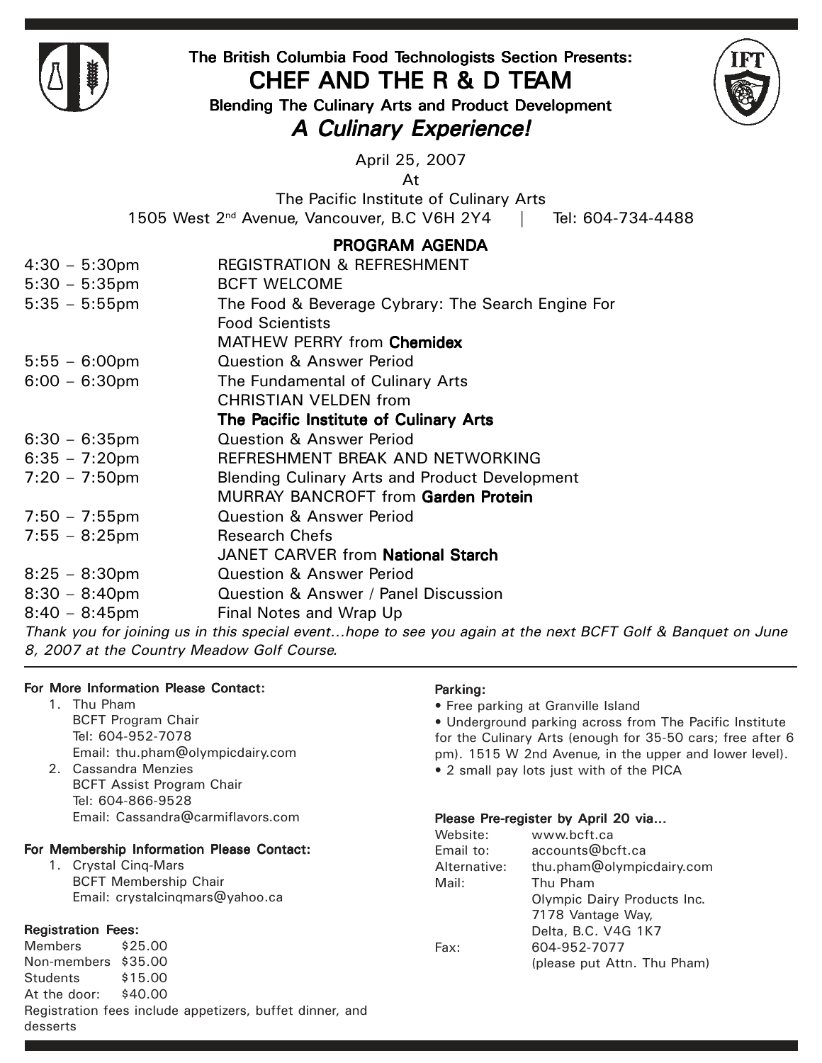The British Columbia Food Technologists Section Presents:

# CHEF AND THE R & D TEAM

## Blending The Culinary Arts and Product Development

## *A Culinary Experience!*

April 25, 2007
At
The Pacific Institute of Culinary Arts
1505 West 2nd Avenue, Vancouver, B.C V6H 2Y4 | Tel: 604-734-4488

### PROGRAM AGENDA

| | |
|---|---|
| 4:30 – 5:30pm | REGISTRATION & REFRESHMENT |
| 5:30 – 5:35pm | BCFT WELCOME |
| 5:35 – 5:55pm | The Food & Beverage Cybrary: The Search Engine For Food Scientists<br>MATHEW PERRY from **Chemidex** |
| 5:55 – 6:00pm | Question & Answer Period |
| 6:00 – 6:30pm | The Fundamental of Culinary Arts<br>CHRISTIAN VELDEN from<br>**The Pacific Institute of Culinary Arts** |
| 6:30 – 6:35pm | Question & Answer Period |
| 6:35 – 7:20pm | REFRESHMENT BREAK AND NETWORKING |
| 7:20 – 7:50pm | Blending Culinary Arts and Product Development<br>MURRAY BANCROFT from **Garden Protein** |
| 7:50 – 7:55pm | Question & Answer Period |
| 7:55 – 8:25pm | Research Chefs<br>JANET CARVER from **National Starch** |
| 8:25 – 8:30pm | Question & Answer Period |
| 8:30 – 8:40pm | Question & Answer / Panel Discussion |
| 8:40 – 8:45pm | Final Notes and Wrap Up |

*Thank you for joining us in this special event…hope to see you again at the next BCFT Golf & Banquet on June 8, 2007 at the Country Meadow Golf Course.*

---

**For More Information Please Contact:**

1. Thu Pham
   BCFT Program Chair
   Tel: 604-952-7078
   Email: thu.pham@olympicdairy.com
2. Cassandra Menzies
   BCFT Assist Program Chair
   Tel: 604-866-9528
   Email: Cassandra@carmiflavors.com

**For Membership Information Please Contact:**

1. Crystal Cinq-Mars
   BCFT Membership Chair
   Email: crystalcinqmars@yahoo.ca

**Registration Fees:**

| | |
|---|---|
| Members | $25.00 |
| Non-members | $35.00 |
| Students | $15.00 |
| At the door: | $40.00 |

Registration fees include appetizers, buffet dinner, and desserts

**Parking:**

- Free parking at Granville Island
- Underground parking across from The Pacific Institute for the Culinary Arts (enough for 35-50 cars; free after 6 pm). 1515 W 2nd Avenue, in the upper and lower level).
- 2 small pay lots just with of the PICA

**Please Pre-register by April 20 via…**

| | |
|---|---|
| Website: | www.bcft.ca |
| Email to: | accounts@bcft.ca |
| Alternative: | thu.pham@olympicdairy.com |
| Mail: | Thu Pham<br>Olympic Dairy Products Inc.<br>7178 Vantage Way,<br>Delta, B.C. V4G 1K7 |
| Fax: | 604-952-7077<br>(please put Attn. Thu Pham) |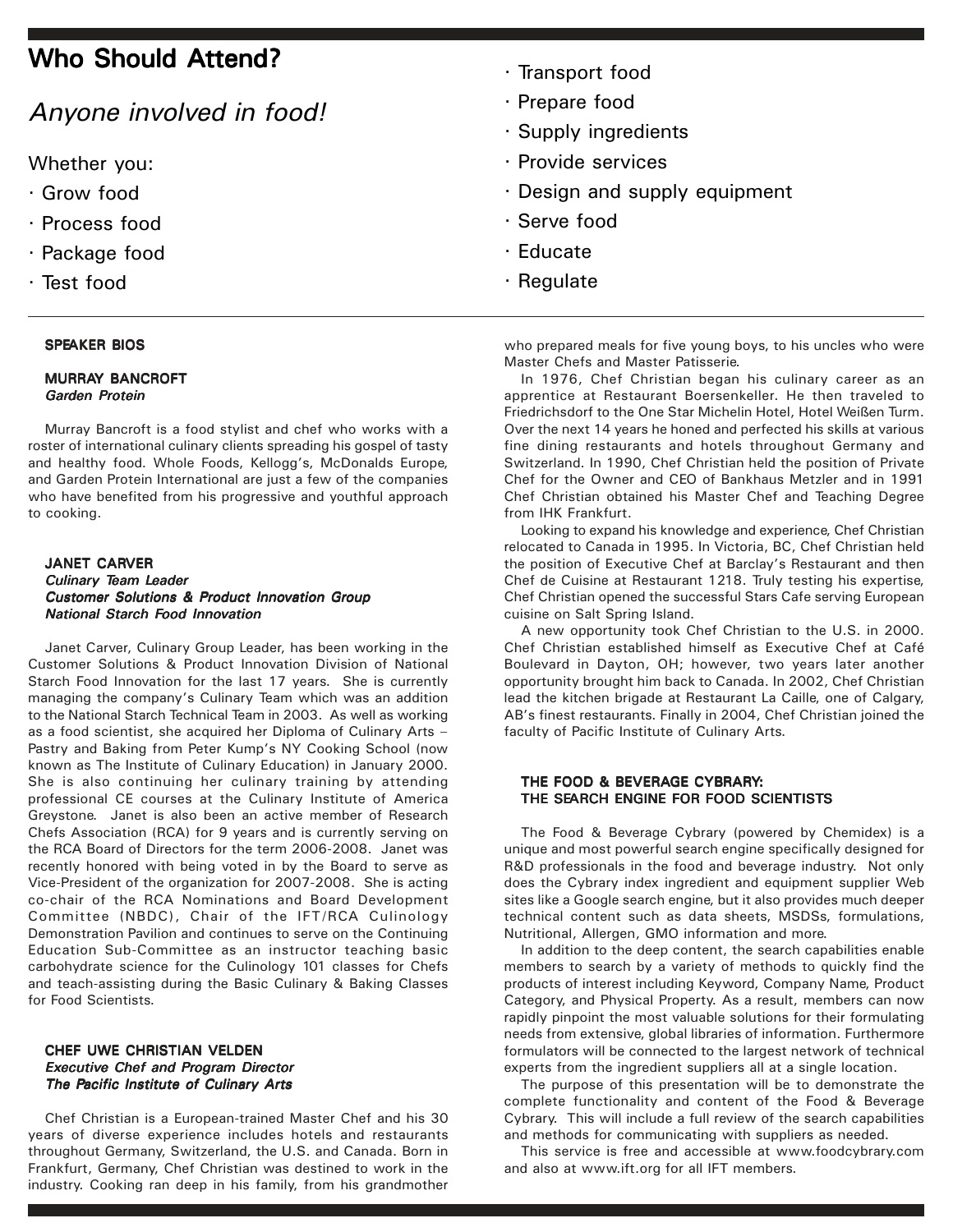## Who Should Attend?

*Anyone involved in food!*

Whether you:

- Grow food
- Process food
- Package food
- Test food
- Transport food
- Prepare food
- Supply ingredients
- Provide services
- Design and supply equipment
- Serve food
- Educate
- Regulate

---

### SPEAKER BIOS

#### MURRAY BANCROFT
***Garden Protein***

Murray Bancroft is a food stylist and chef who works with a roster of international culinary clients spreading his gospel of tasty and healthy food. Whole Foods, Kellogg's, McDonalds Europe, and Garden Protein International are just a few of the companies who have benefited from his progressive and youthful approach to cooking.

#### JANET CARVER
***Culinary Team Leader***
***Customer Solutions & Product Innovation Group***
***National Starch Food Innovation***

Janet Carver, Culinary Group Leader, has been working in the Customer Solutions & Product Innovation Division of National Starch Food Innovation for the last 17 years. She is currently managing the company's Culinary Team which was an addition to the National Starch Technical Team in 2003. As well as working as a food scientist, she acquired her Diploma of Culinary Arts – Pastry and Baking from Peter Kump's NY Cooking School (now known as The Institute of Culinary Education) in January 2000. She is also continuing her culinary training by attending professional CE courses at the Culinary Institute of America Greystone. Janet is also been an active member of Research Chefs Association (RCA) for 9 years and is currently serving on the RCA Board of Directors for the term 2006-2008. Janet was recently honored with being voted in by the Board to serve as Vice-President of the organization for 2007-2008. She is acting co-chair of the RCA Nominations and Board Development Committee (NBDC), Chair of the IFT/RCA Culinology Demonstration Pavilion and continues to serve on the Continuing Education Sub-Committee as an instructor teaching basic carbohydrate science for the Culinology 101 classes for Chefs and teach-assisting during the Basic Culinary & Baking Classes for Food Scientists.

#### CHEF UWE CHRISTIAN VELDEN
***Executive Chef and Program Director***
***The Pacific Institute of Culinary Arts***

Chef Christian is a European-trained Master Chef and his 30 years of diverse experience includes hotels and restaurants throughout Germany, Switzerland, the U.S. and Canada. Born in Frankfurt, Germany, Chef Christian was destined to work in the industry. Cooking ran deep in his family, from his grandmother who prepared meals for five young boys, to his uncles who were Master Chefs and Master Patisserie.

In 1976, Chef Christian began his culinary career as an apprentice at Restaurant Boersenkeller. He then traveled to Friedrichsdorf to the One Star Michelin Hotel, Hotel Weißen Turm. Over the next 14 years he honed and perfected his skills at various fine dining restaurants and hotels throughout Germany and Switzerland. In 1990, Chef Christian held the position of Private Chef for the Owner and CEO of Bankhaus Metzler and in 1991 Chef Christian obtained his Master Chef and Teaching Degree from IHK Frankfurt.

Looking to expand his knowledge and experience, Chef Christian relocated to Canada in 1995. In Victoria, BC, Chef Christian held the position of Executive Chef at Barclay's Restaurant and then Chef de Cuisine at Restaurant 1218. Truly testing his expertise, Chef Christian opened the successful Stars Cafe serving European cuisine on Salt Spring Island.

A new opportunity took Chef Christian to the U.S. in 2000. Chef Christian established himself as Executive Chef at Café Boulevard in Dayton, OH; however, two years later another opportunity brought him back to Canada. In 2002, Chef Christian lead the kitchen brigade at Restaurant La Caille, one of Calgary, AB's finest restaurants. Finally in 2004, Chef Christian joined the faculty of Pacific Institute of Culinary Arts.

### THE FOOD & BEVERAGE CYBRARY: THE SEARCH ENGINE FOR FOOD SCIENTISTS

The Food & Beverage Cybrary (powered by Chemidex) is a unique and most powerful search engine specifically designed for R&D professionals in the food and beverage industry. Not only does the Cybrary index ingredient and equipment supplier Web sites like a Google search engine, but it also provides much deeper technical content such as data sheets, MSDSs, formulations, Nutritional, Allergen, GMO information and more.

In addition to the deep content, the search capabilities enable members to search by a variety of methods to quickly find the products of interest including Keyword, Company Name, Product Category, and Physical Property. As a result, members can now rapidly pinpoint the most valuable solutions for their formulating needs from extensive, global libraries of information. Furthermore formulators will be connected to the largest network of technical experts from the ingredient suppliers all at a single location.

The purpose of this presentation will be to demonstrate the complete functionality and content of the Food & Beverage Cybrary. This will include a full review of the search capabilities and methods for communicating with suppliers as needed.

This service is free and accessible at www.foodcybrary.com and also at www.ift.org for all IFT members.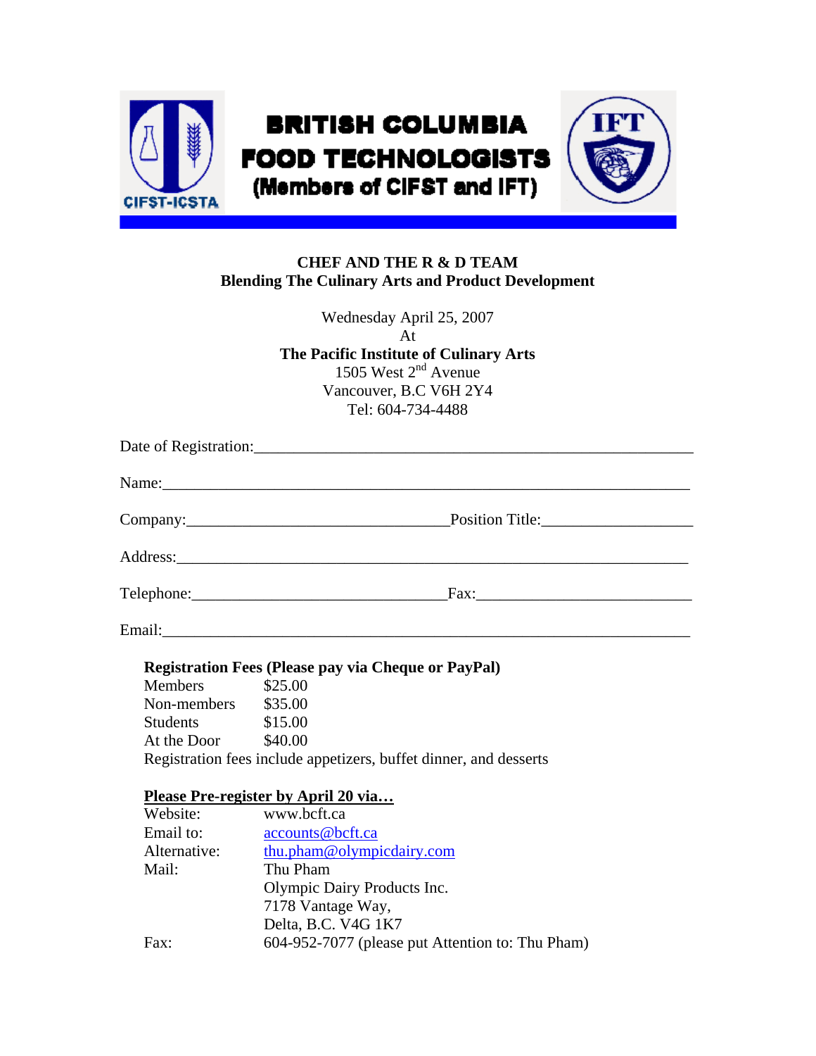# BRITISH COLUMBIA FOOD TECHNOLOGISTS

**(Members of CIFST and IFT)**

CIFST-ICSTA

IFT

## CHEF AND THE R & D TEAM

**Blending The Culinary Arts and Product Development**

Wednesday April 25, 2007

At

**The Pacific Institute of Culinary Arts**

1505 West 2nd Avenue

Vancouver, B.C V6H 2Y4

Tel: 604-734-4488

Date of Registration:______________________________________________________

Name:__________________________________________________________________

Company:________________________________Position Title:__________________

Address:________________________________________________________________

Telephone:_______________________________Fax:___________________________

Email:__________________________________________________________________

**Registration Fees (Please pay via Cheque or PayPal)**

| | |
|---|---|
| Members | $25.00 |
| Non-members | $35.00 |
| Students | $15.00 |
| At the Door | $40.00 |

Registration fees include appetizers, buffet dinner, and desserts

**Please Pre-register by April 20 via…**

| | |
|---|---|
| Website: | www.bcft.ca |
| Email to: | accounts@bcft.ca |
| Alternative: | thu.pham@olympicdairy.com |
| Mail: | Thu Pham<br>Olympic Dairy Products Inc.<br>7178 Vantage Way,<br>Delta, B.C. V4G 1K7 |
| Fax: | 604-952-7077 (please put Attention to: Thu Pham) |